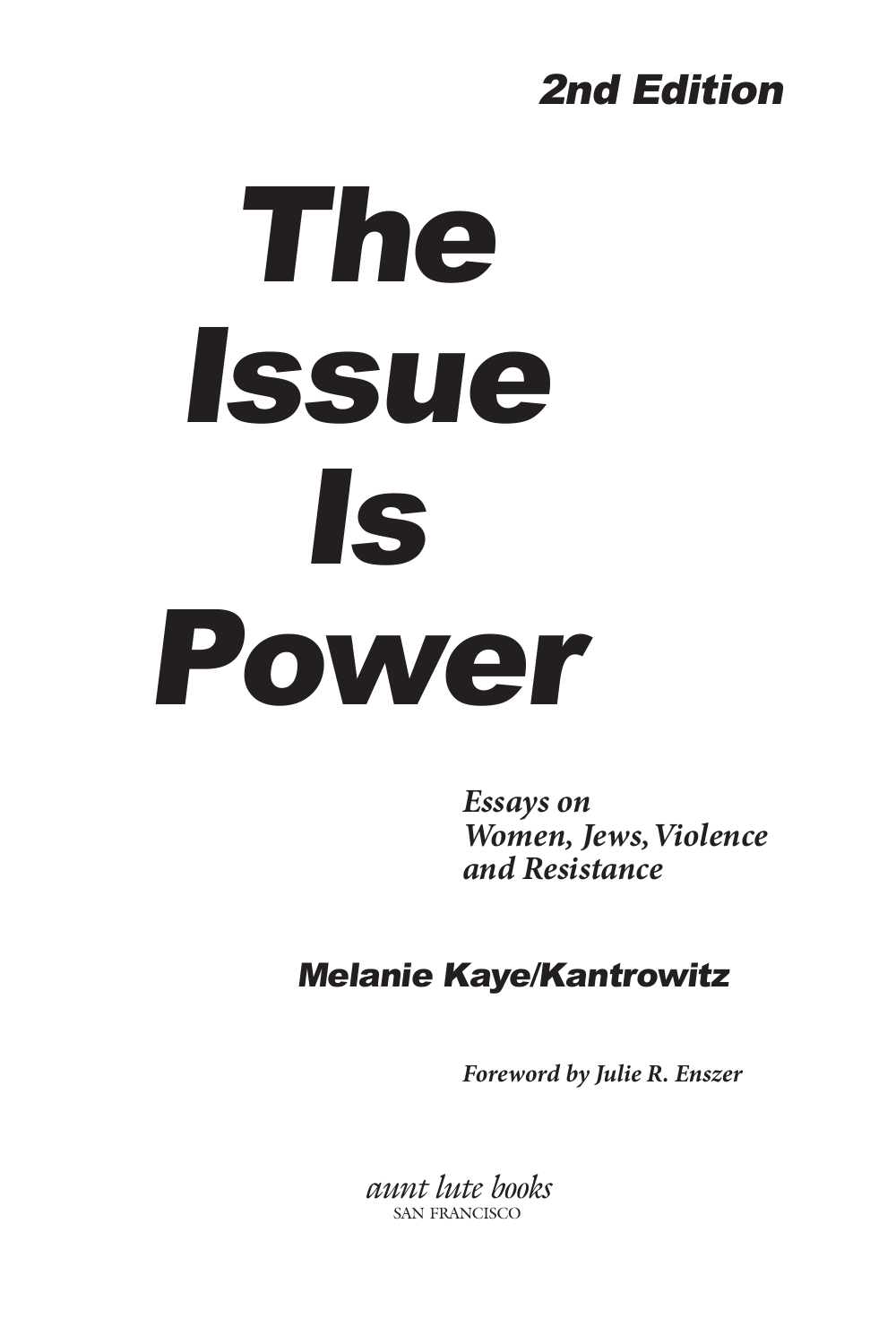2nd Edition

# The Issue Is Power

***Essays on Women, Jews, Violence and Resistance***

## Melanie Kaye/Kantrowitz

***Foreword by Julie R. Enszer***

*aunt lute books*
SAN FRANCISCO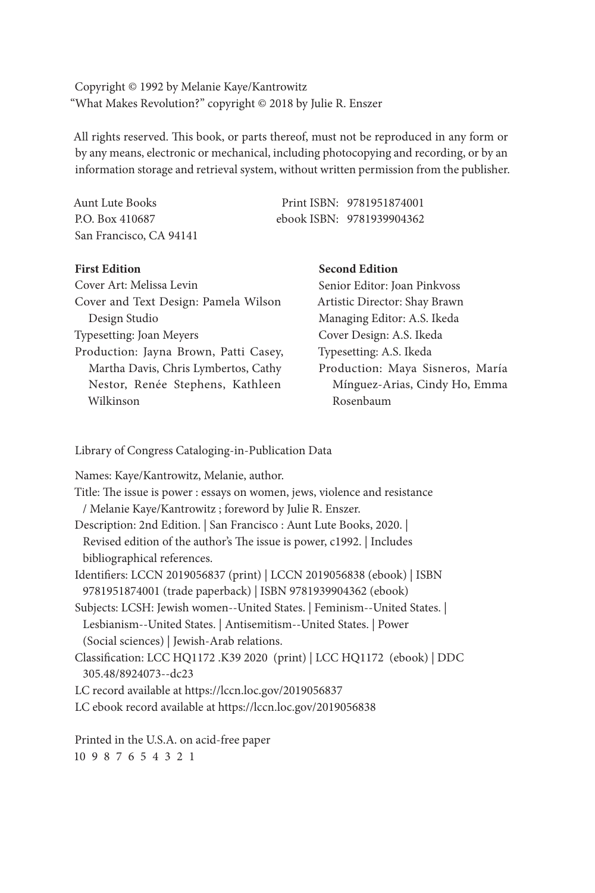Copyright © 1992 by Melanie Kaye/Kantrowitz
"What Makes Revolution?" copyright © 2018 by Julie R. Enszer

All rights reserved. This book, or parts thereof, must not be reproduced in any form or by any means, electronic or mechanical, including photocopying and recording, or by an information storage and retrieval system, without written permission from the publisher.

Aunt Lute Books
P.O. Box 410687
San Francisco, CA 94141

Print ISBN: 9781951874001
ebook ISBN: 9781939904362

**First Edition**
Cover Art: Melissa Levin
Cover and Text Design: Pamela Wilson Design Studio
Typesetting: Joan Meyers
Production: Jayna Brown, Patti Casey, Martha Davis, Chris Lymbertos, Cathy Nestor, Renée Stephens, Kathleen Wilkinson

**Second Edition**
Senior Editor: Joan Pinkvoss
Artistic Director: Shay Brawn
Managing Editor: A.S. Ikeda
Cover Design: A.S. Ikeda
Typesetting: A.S. Ikeda
Production: Maya Sisneros, María Mínguez-Arias, Cindy Ho, Emma Rosenbaum

Library of Congress Cataloging-in-Publication Data

Names: Kaye/Kantrowitz, Melanie, author.
Title: The issue is power : essays on women, jews, violence and resistance / Melanie Kaye/Kantrowitz ; foreword by Julie R. Enszer.
Description: 2nd Edition. | San Francisco : Aunt Lute Books, 2020. | Revised edition of the author's The issue is power, c1992. | Includes bibliographical references.
Identifiers: LCCN 2019056837 (print) | LCCN 2019056838 (ebook) | ISBN 9781951874001 (trade paperback) | ISBN 9781939904362 (ebook)
Subjects: LCSH: Jewish women--United States. | Feminism--United States. | Lesbianism--United States. | Antisemitism--United States. | Power (Social sciences) | Jewish-Arab relations.
Classification: LCC HQ1172 .K39 2020 (print) | LCC HQ1172 (ebook) | DDC 305.48/8924073--dc23
LC record available at https://lccn.loc.gov/2019056837
LC ebook record available at https://lccn.loc.gov/2019056838

Printed in the U.S.A. on acid-free paper
10 9 8 7 6 5 4 3 2 1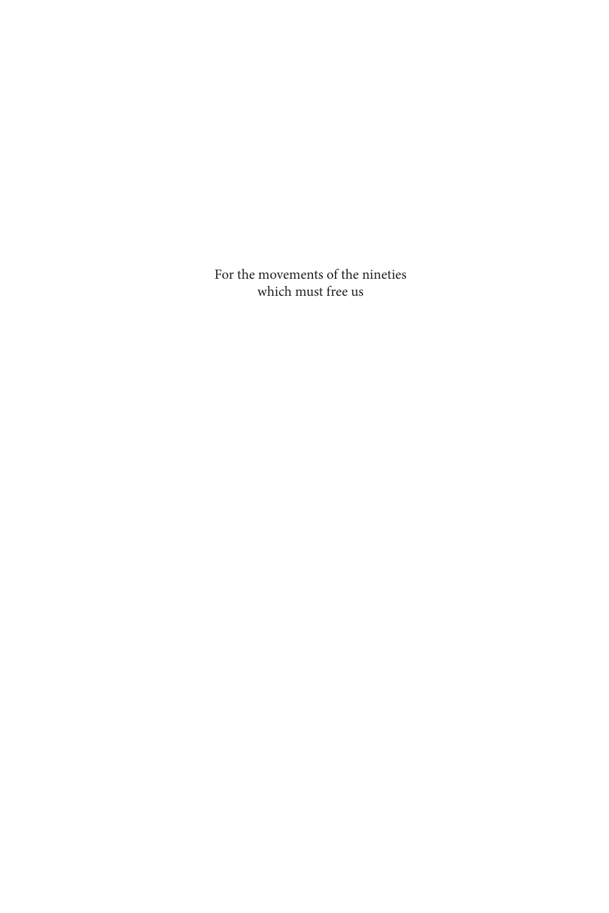For the movements of the nineties
which must free us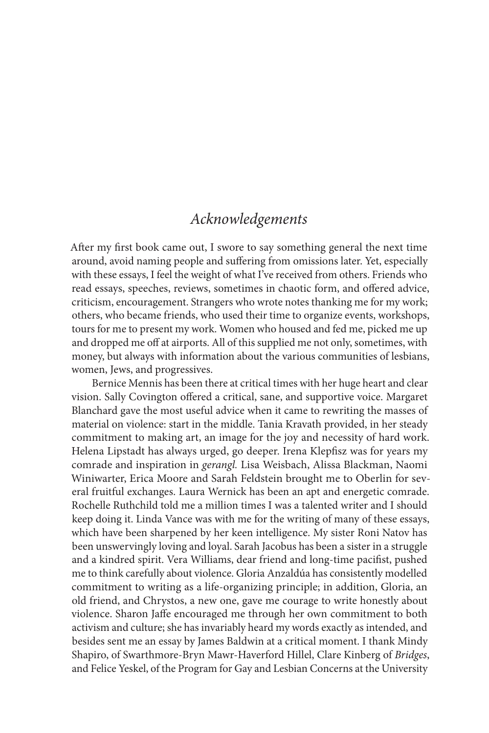# *Acknowledgements*

After my first book came out, I swore to say something general the next time around, avoid naming people and suffering from omissions later. Yet, especially with these essays, I feel the weight of what I've received from others. Friends who read essays, speeches, reviews, sometimes in chaotic form, and offered advice, criticism, encouragement. Strangers who wrote notes thanking me for my work; others, who became friends, who used their time to organize events, workshops, tours for me to present my work. Women who housed and fed me, picked me up and dropped me off at airports. All of this supplied me not only, sometimes, with money, but always with information about the various communities of lesbians, women, Jews, and progressives.

Bernice Mennis has been there at critical times with her huge heart and clear vision. Sally Covington offered a critical, sane, and supportive voice. Margaret Blanchard gave the most useful advice when it came to rewriting the masses of material on violence: start in the middle. Tania Kravath provided, in her steady commitment to making art, an image for the joy and necessity of hard work. Helena Lipstadt has always urged, go deeper. Irena Klepfisz was for years my comrade and inspiration in *gerangl.* Lisa Weisbach, Alissa Blackman, Naomi Winiwarter, Erica Moore and Sarah Feldstein brought me to Oberlin for several fruitful exchanges. Laura Wernick has been an apt and energetic comrade. Rochelle Ruthchild told me a million times I was a talented writer and I should keep doing it. Linda Vance was with me for the writing of many of these essays, which have been sharpened by her keen intelligence. My sister Roni Natov has been unswervingly loving and loyal. Sarah Jacobus has been a sister in a struggle and a kindred spirit. Vera Williams, dear friend and long-time pacifist, pushed me to think carefully about violence. Gloria Anzaldúa has consistently modelled commitment to writing as a life-organizing principle; in addition, Gloria, an old friend, and Chrystos, a new one, gave me courage to write honestly about violence. Sharon Jaffe encouraged me through her own commitment to both activism and culture; she has invariably heard my words exactly as intended, and besides sent me an essay by James Baldwin at a critical moment. I thank Mindy Shapiro, of Swarthmore-Bryn Mawr-Haverford Hillel, Clare Kinberg of *Bridges*, and Felice Yeskel, of the Program for Gay and Lesbian Concerns at the University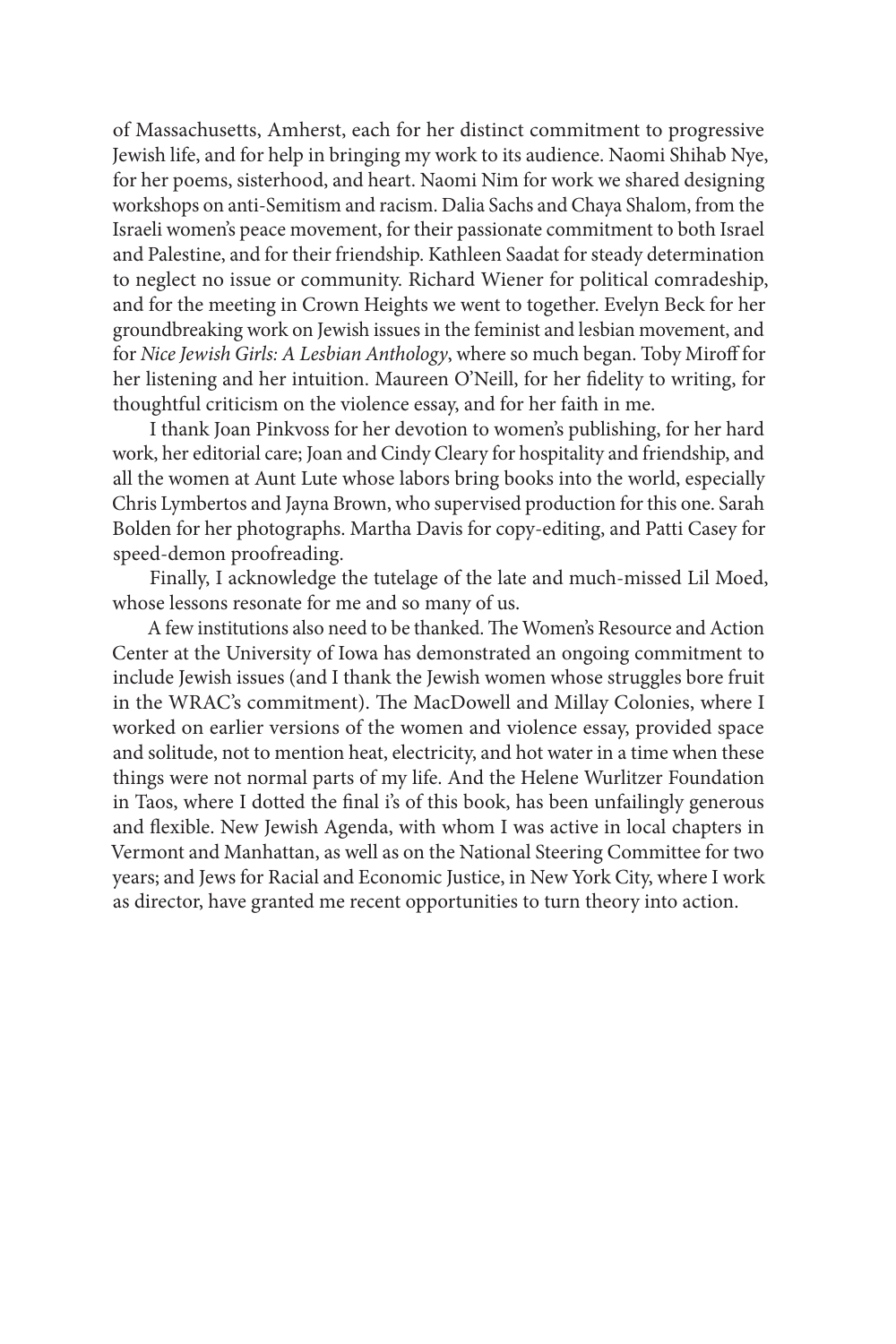of Massachusetts, Amherst, each for her distinct commitment to progressive Jewish life, and for help in bringing my work to its audience. Naomi Shihab Nye, for her poems, sisterhood, and heart. Naomi Nim for work we shared designing workshops on anti-Semitism and racism. Dalia Sachs and Chaya Shalom, from the Israeli women's peace movement, for their passionate commitment to both Israel and Palestine, and for their friendship. Kathleen Saadat for steady determination to neglect no issue or community. Richard Wiener for political comradeship, and for the meeting in Crown Heights we went to together. Evelyn Beck for her groundbreaking work on Jewish issues in the feminist and lesbian movement, and for *Nice Jewish Girls: A Lesbian Anthology*, where so much began. Toby Miroff for her listening and her intuition. Maureen O'Neill, for her fidelity to writing, for thoughtful criticism on the violence essay, and for her faith in me.

I thank Joan Pinkvoss for her devotion to women's publishing, for her hard work, her editorial care; Joan and Cindy Cleary for hospitality and friendship, and all the women at Aunt Lute whose labors bring books into the world, especially Chris Lymbertos and Jayna Brown, who supervised production for this one. Sarah Bolden for her photographs. Martha Davis for copy-editing, and Patti Casey for speed-demon proofreading.

Finally, I acknowledge the tutelage of the late and much-missed Lil Moed, whose lessons resonate for me and so many of us.

A few institutions also need to be thanked. The Women's Resource and Action Center at the University of Iowa has demonstrated an ongoing commitment to include Jewish issues (and I thank the Jewish women whose struggles bore fruit in the WRAC's commitment). The MacDowell and Millay Colonies, where I worked on earlier versions of the women and violence essay, provided space and solitude, not to mention heat, electricity, and hot water in a time when these things were not normal parts of my life. And the Helene Wurlitzer Foundation in Taos, where I dotted the final i's of this book, has been unfailingly generous and flexible. New Jewish Agenda, with whom I was active in local chapters in Vermont and Manhattan, as well as on the National Steering Committee for two years; and Jews for Racial and Economic Justice, in New York City, where I work as director, have granted me recent opportunities to turn theory into action.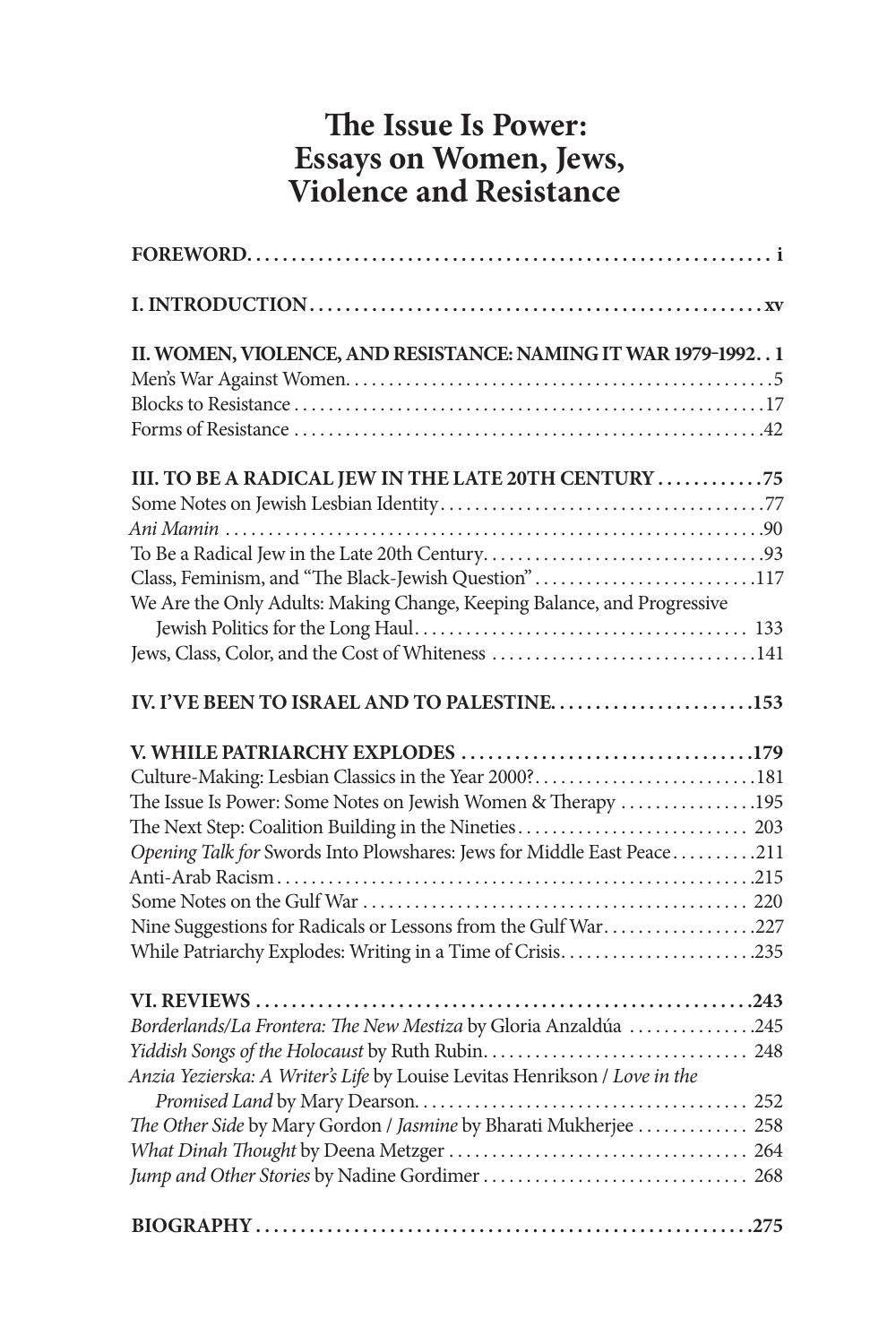# The Issue Is Power: Essays on Women, Jews, Violence and Resistance

**FOREWORD** . . . . . . . . . . . . . . . . . . . . . . . . . . . . . . . . . . . . . . . . . . . . . . . . . . . . . . . . . . . . **i**

**I. INTRODUCTION** . . . . . . . . . . . . . . . . . . . . . . . . . . . . . . . . . . . . . . . . . . . . . . . . . . . . . **xv**

**II. WOMEN, VIOLENCE, AND RESISTANCE: NAMING IT WAR 1979-1992** . . **1**

Men's War Against Women. . . . . . . . . . . . . . . . . . . . . . . . . . . . . . . . . . . . . . . . . . . . . . . . . . 5

Blocks to Resistance . . . . . . . . . . . . . . . . . . . . . . . . . . . . . . . . . . . . . . . . . . . . . . . . . . . . . . . . 17

Forms of Resistance . . . . . . . . . . . . . . . . . . . . . . . . . . . . . . . . . . . . . . . . . . . . . . . . . . . . . . . . 42

**III. TO BE A RADICAL JEW IN THE LATE 20TH CENTURY** . . . . . . . . . . . **75**

Some Notes on Jewish Lesbian Identity . . . . . . . . . . . . . . . . . . . . . . . . . . . . . . . . . . . . . . . 77

*Ani Mamin* . . . . . . . . . . . . . . . . . . . . . . . . . . . . . . . . . . . . . . . . . . . . . . . . . . . . . . . . . . . . . . . . 90

To Be a Radical Jew in the Late 20th Century. . . . . . . . . . . . . . . . . . . . . . . . . . . . . . . . . . 93

Class, Feminism, and "The Black-Jewish Question" . . . . . . . . . . . . . . . . . . . . . . . . . . 117

We Are the Only Adults: Making Change, Keeping Balance, and Progressive Jewish Politics for the Long Haul. . . . . . . . . . . . . . . . . . . . . . . . . . . . . . . . . . . . . . . 133

Jews, Class, Color, and the Cost of Whiteness . . . . . . . . . . . . . . . . . . . . . . . . . . . . . . . . 141

**IV. I'VE BEEN TO ISRAEL AND TO PALESTINE** . . . . . . . . . . . . . . . . . . . . . . . **153**

**V. WHILE PATRIARCHY EXPLODES** . . . . . . . . . . . . . . . . . . . . . . . . . . . . . . . . . **179**

Culture-Making: Lesbian Classics in the Year 2000?. . . . . . . . . . . . . . . . . . . . . . . . . . 181

The Issue Is Power: Some Notes on Jewish Women & Therapy . . . . . . . . . . . . . . . . 195

The Next Step: Coalition Building in the Nineties . . . . . . . . . . . . . . . . . . . . . . . . . . . 203

*Opening Talk for* Swords Into Plowshares: Jews for Middle East Peace . . . . . . . . . . 211

Anti-Arab Racism . . . . . . . . . . . . . . . . . . . . . . . . . . . . . . . . . . . . . . . . . . . . . . . . . . . . . . . . . 215

Some Notes on the Gulf War . . . . . . . . . . . . . . . . . . . . . . . . . . . . . . . . . . . . . . . . . . . . . . 220

Nine Suggestions for Radicals or Lessons from the Gulf War. . . . . . . . . . . . . . . . . . 227

While Patriarchy Explodes: Writing in a Time of Crisis. . . . . . . . . . . . . . . . . . . . . . . 235

**VI. REVIEWS** . . . . . . . . . . . . . . . . . . . . . . . . . . . . . . . . . . . . . . . . . . . . . . . . . . . . . . . . . **243**

*Borderlands/La Frontera: The New Mestiza* by Gloria Anzaldúa . . . . . . . . . . . . . . . 245

*Yiddish Songs of the Holocaust* by Ruth Rubin. . . . . . . . . . . . . . . . . . . . . . . . . . . . . . . 248

*Anzia Yezierska: A Writer's Life* by Louise Levitas Henrikson / *Love in the Promised Land* by Mary Dearson. . . . . . . . . . . . . . . . . . . . . . . . . . . . . . . . . . . . . . 252

*The Other Side* by Mary Gordon / *Jasmine* by Bharati Mukherjee . . . . . . . . . . . . . 258

*What Dinah Thought* by Deena Metzger . . . . . . . . . . . . . . . . . . . . . . . . . . . . . . . . . . . 264

*Jump and Other Stories* by Nadine Gordimer . . . . . . . . . . . . . . . . . . . . . . . . . . . . . . . 268

**BIOGRAPHY** . . . . . . . . . . . . . . . . . . . . . . . . . . . . . . . . . . . . . . . . . . . . . . . . . . . . . . . . . **275**